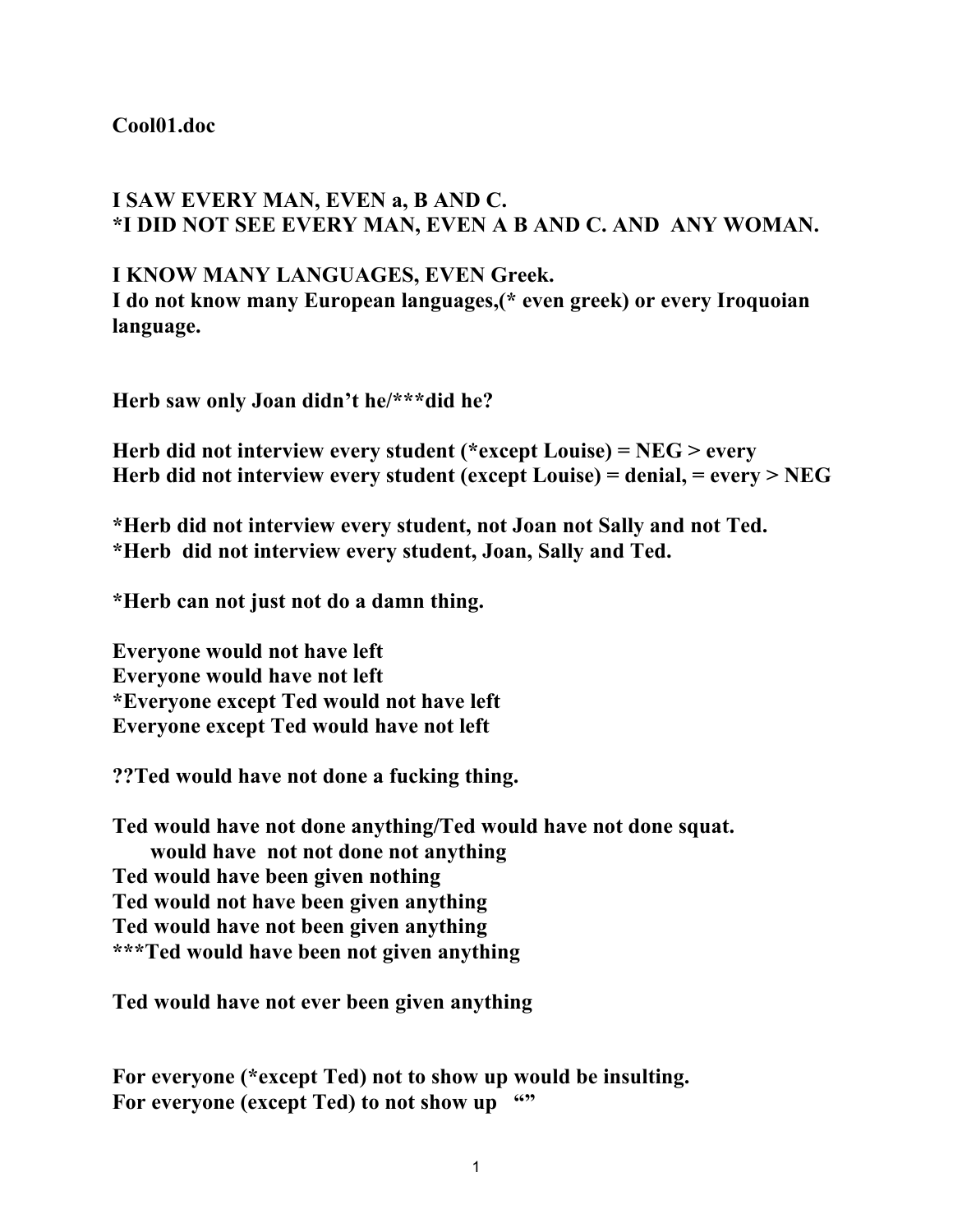**Cool01.doc**

**I SAW EVERY MAN, EVEN a, B AND C.**
**\*I DID NOT SEE EVERY MAN, EVEN A B AND C. AND ANY WOMAN.**

**I KNOW MANY LANGUAGES, EVEN Greek.**
**I do not know many European languages,(\* even greek) or every Iroquoian language.**

**Herb saw only Joan didn't he/\*\*\*did he?**

**Herb did not interview every student (\*except Louise) = NEG > every**
**Herb did not interview every student (except Louise) = denial, = every > NEG**

**\*Herb did not interview every student, not Joan not Sally and not Ted.**
**\*Herb did not interview every student, Joan, Sally and Ted.**

**\*Herb can not just not do a damn thing.**

**Everyone would not have left**
**Everyone would have not left**
**\*Everyone except Ted would not have left**
**Everyone except Ted would have not left**

**??Ted would have not done a fucking thing.**

**Ted would have not done anything/Ted would have not done squat.**
**would have not not done not anything**
**Ted would have been given nothing**
**Ted would not have been given anything**
**Ted would have not been given anything**
**\*\*\*Ted would have been not given anything**

**Ted would have not ever been given anything**

**For everyone (\*except Ted) not to show up would be insulting.**
**For everyone (except Ted) to not show up ""**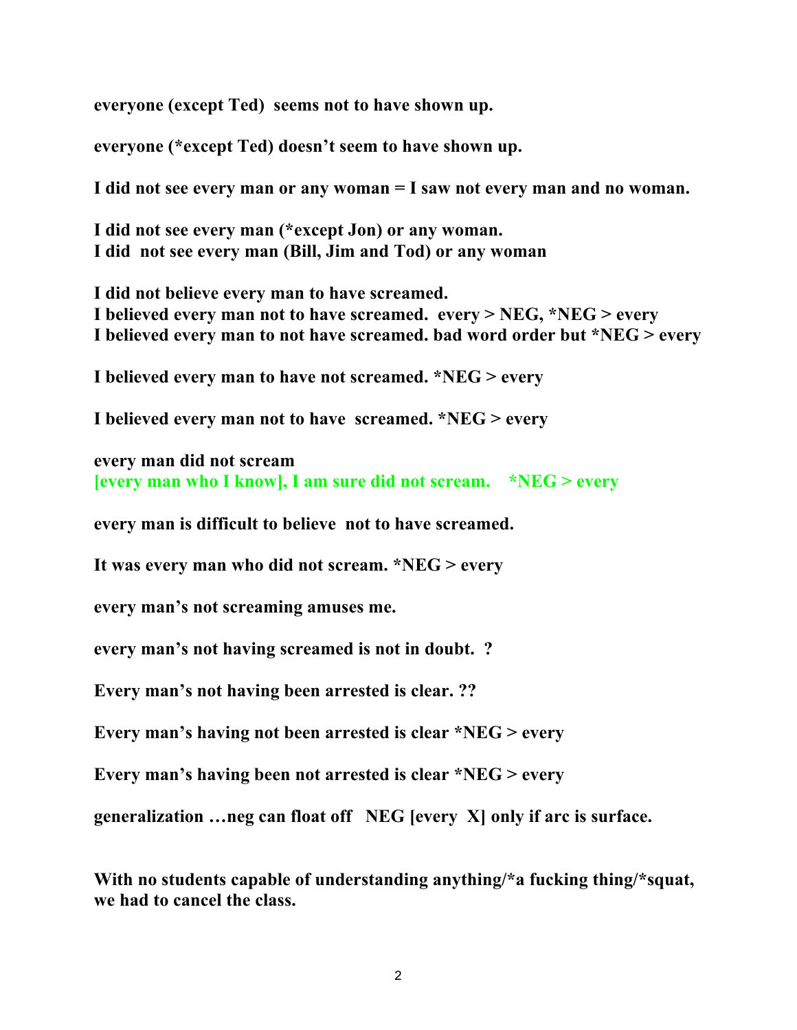**everyone (except Ted) seems not to have shown up.**

**everyone (*except Ted) doesn't seem to have shown up.**

**I did not see every man or any woman = I saw not every man and no woman.**

**I did not see every man (*except Jon) or any woman.**
**I did not see every man (Bill, Jim and Tod) or any woman**

**I did not believe every man to have screamed.**
**I believed every man not to have screamed. every > NEG, *NEG > every**
**I believed every man to not have screamed. bad word order but *NEG > every**

**I believed every man to have not screamed. *NEG > every**

**I believed every man not to have screamed. *NEG > every**

**every man did not scream**
**[every man who I know], I am sure did not scream. *NEG > every**

**every man is difficult to believe not to have screamed.**

**It was every man who did not scream. *NEG > every**

**every man's not screaming amuses me.**

**every man's not having screamed is not in doubt. ?**

**Every man's not having been arrested is clear. ??**

**Every man's having not been arrested is clear *NEG > every**

**Every man's having been not arrested is clear *NEG > every**

**generalization …neg can float off NEG [every X] only if arc is surface.**

**With no students capable of understanding anything/*a fucking thing/*squat, we had to cancel the class.**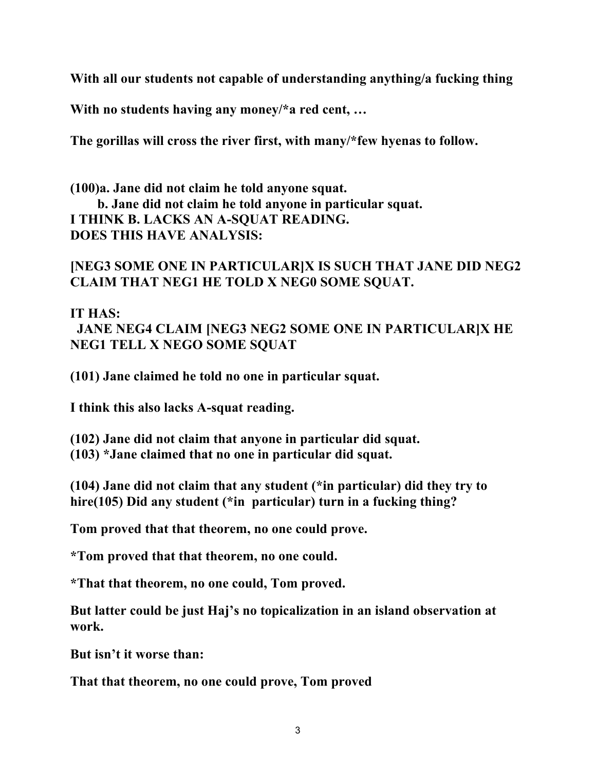**With all our students not capable of understanding anything/a fucking thing**

**With no students having any money/*a red cent, …**

**The gorillas will cross the river first, with many/*few hyenas to follow.**

**(100)a. Jane did not claim he told anyone squat.**
**b. Jane did not claim he told anyone in particular squat.**
**I THINK B. LACKS AN A-SQUAT READING.**
**DOES THIS HAVE ANALYSIS:**

**[NEG3 SOME ONE IN PARTICULAR]X IS SUCH THAT JANE DID NEG2 CLAIM THAT NEG1 HE TOLD X NEG0 SOME SQUAT.**

**IT HAS:**
**JANE NEG4 CLAIM [NEG3 NEG2 SOME ONE IN PARTICULAR]X HE NEG1 TELL X NEGO SOME SQUAT**

**(101) Jane claimed he told no one in particular squat.**

**I think this also lacks A-squat reading.**

**(102) Jane did not claim that anyone in particular did squat.**
**(103) *Jane claimed that no one in particular did squat.**

**(104) Jane did not claim that any student (*in particular) did they try to hire(105) Did any student (*in particular) turn in a fucking thing?**

**Tom proved that that theorem, no one could prove.**

***Tom proved that that theorem, no one could.**

***That that theorem, no one could, Tom proved.**

**But latter could be just Haj's no topicalization in an island observation at work.**

**But isn't it worse than:**

**That that theorem, no one could prove, Tom proved**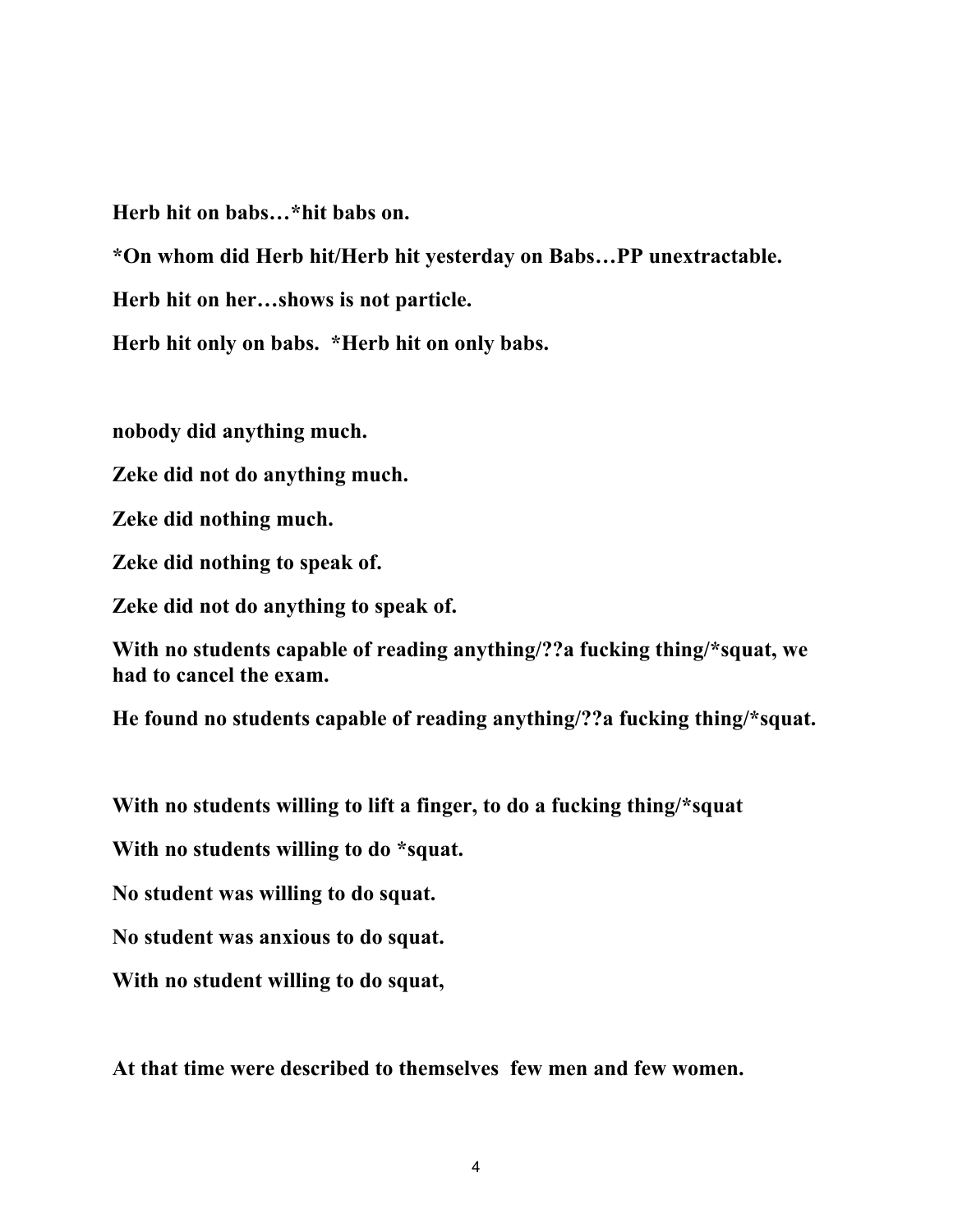**Herb hit on babs…*hit babs on.**

***On whom did Herb hit/Herb hit yesterday on Babs…PP unextractable.**

**Herb hit on her…shows is not particle.**

**Herb hit only on babs.  *Herb hit on only babs.**

**nobody did anything much.**

**Zeke did not do anything much.**

**Zeke did nothing much.**

**Zeke did nothing to speak of.**

**Zeke did not do anything to speak of.**

**With no students capable of reading anything/??a fucking thing/*squat, we had to cancel the exam.**

**He found no students capable of reading anything/??a fucking thing/*squat.**

**With no students willing to lift a finger, to do a fucking thing/*squat**

**With no students willing to do *squat.**

**No student was willing to do squat.**

**No student was anxious to do squat.**

**With no student willing to do squat,**

**At that time were described to themselves  few men and few women.**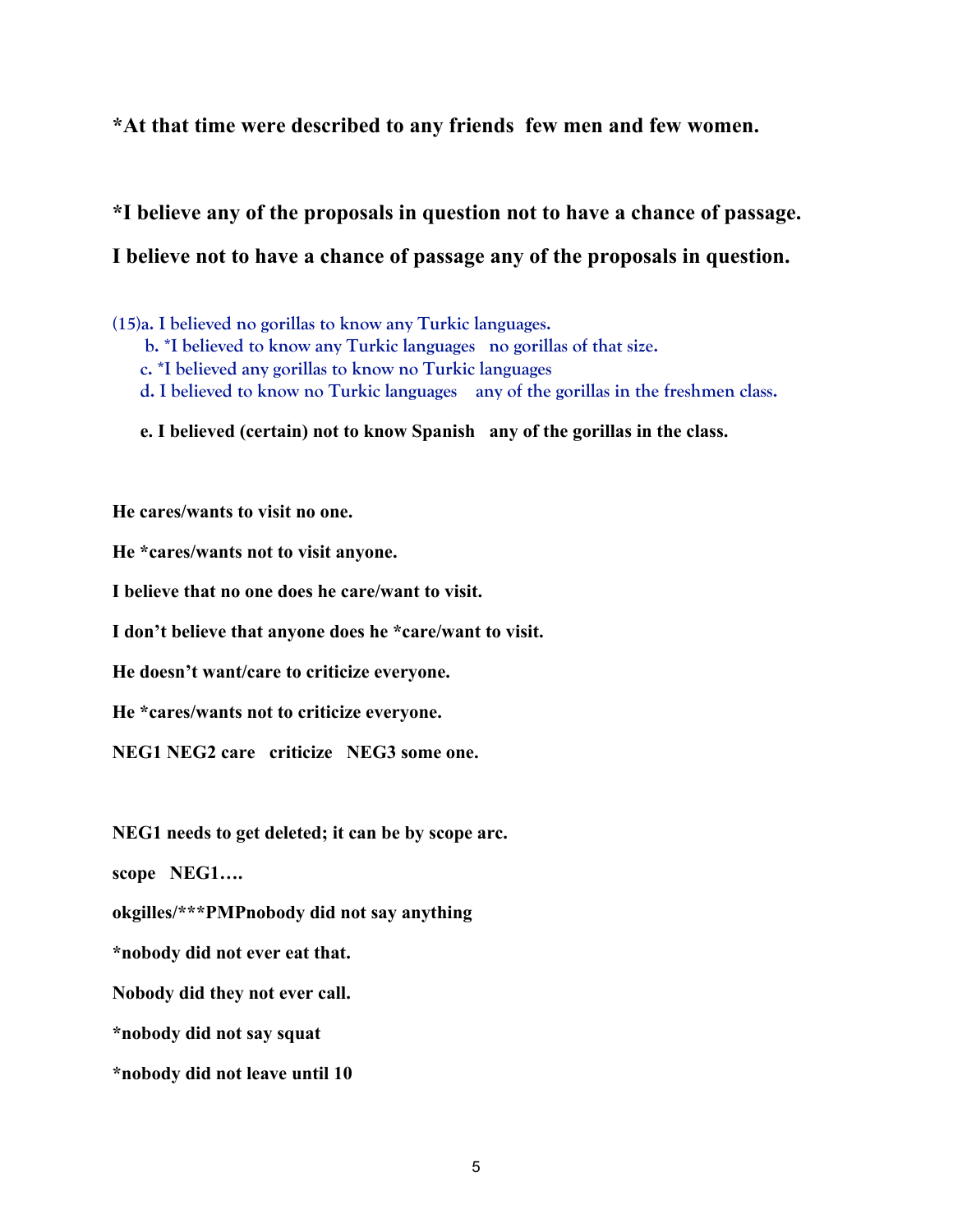**\*At that time were described to any friends  few men and few women.**

**\*I believe any of the proposals in question not to have a chance of passage.**

**I believe not to have a chance of passage any of the proposals in question.**

(15)a. I believed no gorillas to know any Turkic languages.

  b. *I believed to know any Turkic languages   no gorillas of that size.

  c. *I believed any gorillas to know no Turkic languages

  d. I believed to know no Turkic languages    any of the gorillas in the freshmen class.

  **e. I believed (certain) not to know Spanish   any of the gorillas in the class.**

**He cares/wants to visit no one.**

**He \*cares/wants not to visit anyone.**

**I believe that no one does he care/want to visit.**

**I don't believe that anyone does he \*care/want to visit.**

**He doesn't want/care to criticize everyone.**

**He \*cares/wants not to criticize everyone.**

**NEG1 NEG2 care   criticize   NEG3 some one.**

**NEG1 needs to get deleted; it can be by scope arc.**

**scope   NEG1….**

**okgilles/\*\*\*PMPnobody did not say anything**

**\*nobody did not ever eat that.**

**Nobody did they not ever call.**

**\*nobody did not say squat**

**\*nobody did not leave until 10**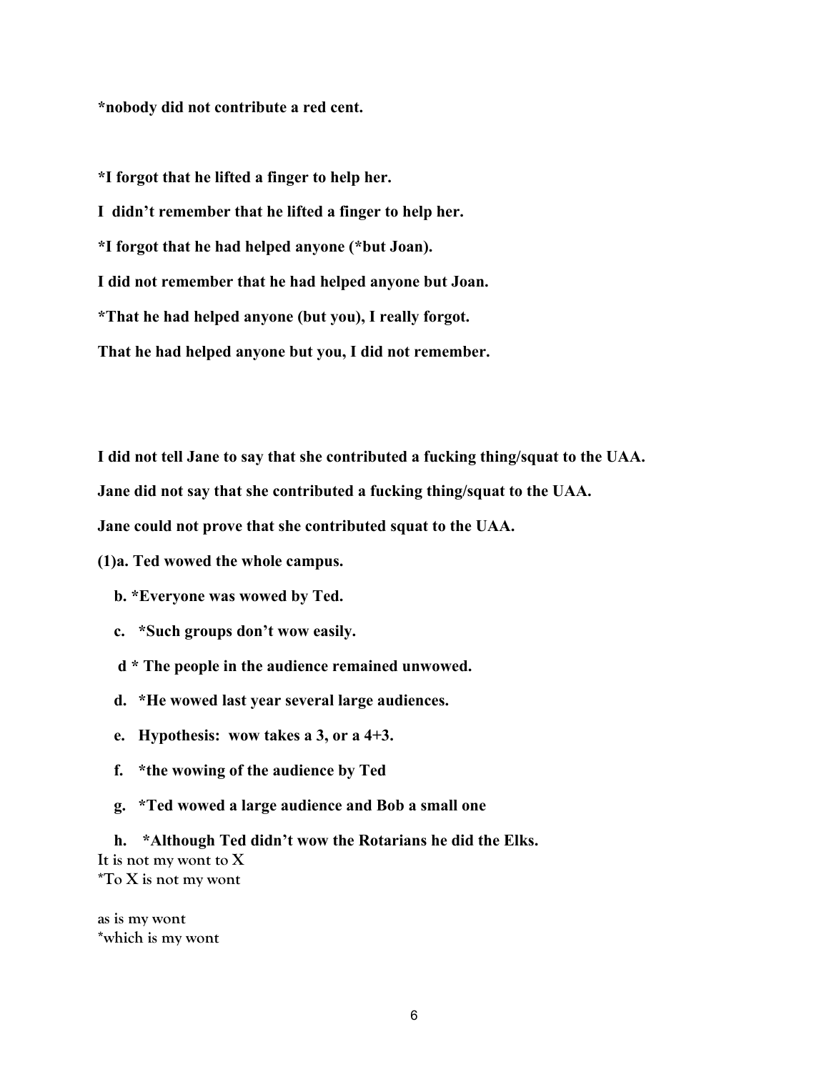**\*nobody did not contribute a red cent.**

**\*I forgot that he lifted a finger to help her.**

**I didn't remember that he lifted a finger to help her.**

**\*I forgot that he had helped anyone (\*but Joan).**

**I did not remember that he had helped anyone but Joan.**

**\*That he had helped anyone (but you), I really forgot.**

**That he had helped anyone but you, I did not remember.**

**I did not tell Jane to say that she contributed a fucking thing/squat to the UAA.**

**Jane did not say that she contributed a fucking thing/squat to the UAA.**

**Jane could not prove that she contributed squat to the UAA.**

**(1)a. Ted wowed the whole campus.**

**b. \*Everyone was wowed by Ted.**

**c. \*Such groups don't wow easily.**

**d \* The people in the audience remained unwowed.**

**d. \*He wowed last year several large audiences.**

**e. Hypothesis: wow takes a 3, or a 4+3.**

**f. \*the wowing of the audience by Ted**

**g. \*Ted wowed a large audience and Bob a small one**

**h. \*Although Ted didn't wow the Rotarians he did the Elks.**

It is not my wont to X
\*To X is not my wont

as is my wont
\*which is my wont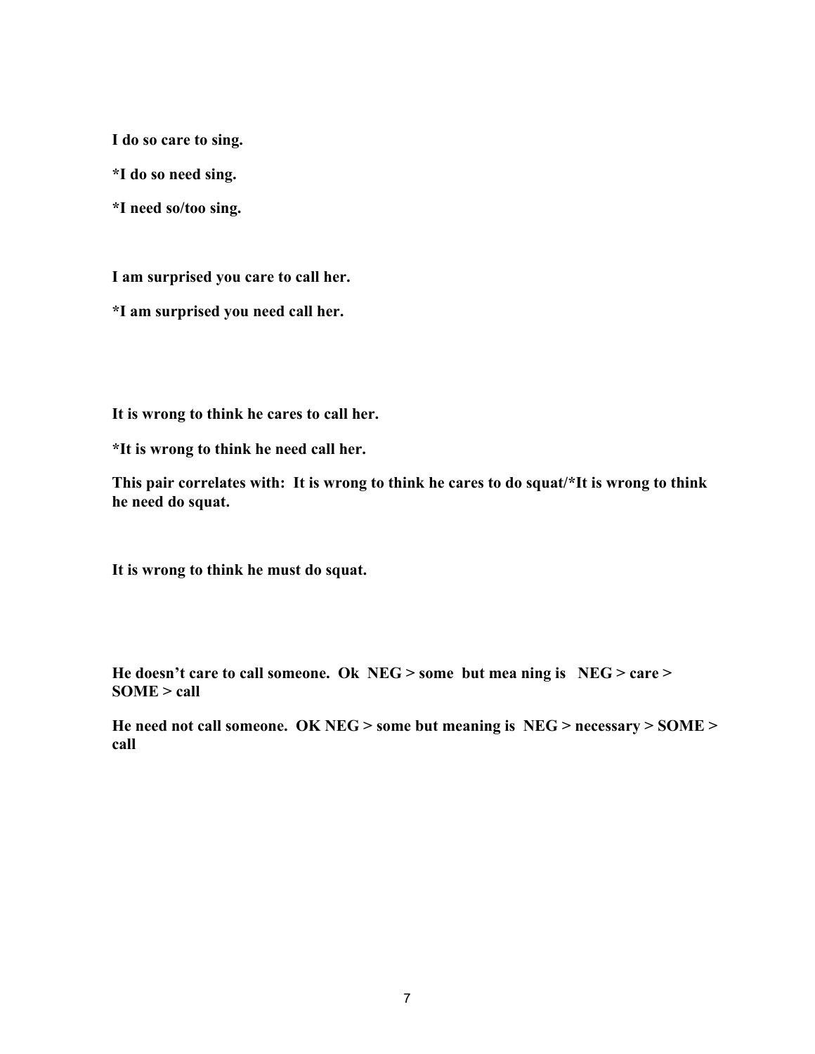**I do so care to sing.**

***I do so need sing.**

***I need so/too sing.**

**I am surprised you care to call her.**

***I am surprised you need call her.**

**It is wrong to think he cares to call her.**

***It is wrong to think he need call her.**

**This pair correlates with: It is wrong to think he cares to do squat/*It is wrong to think he need do squat.**

**It is wrong to think he must do squat.**

**He doesn't care to call someone. Ok NEG > some but mea ning is NEG > care > SOME > call**

**He need not call someone. OK NEG > some but meaning is NEG > necessary > SOME > call**